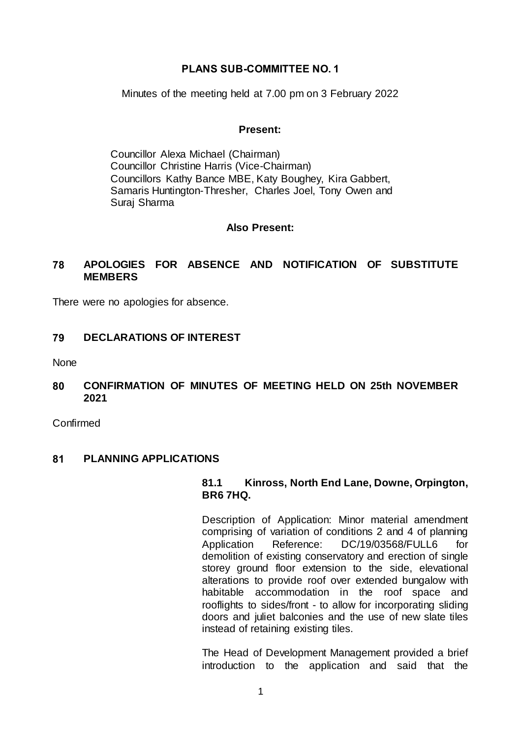**PLANS SUB-COMMITTEE NO. 1**

Minutes of the meeting held at 7.00 pm on 3 February 2022

**Present:**

Councillor Alexa Michael (Chairman)
Councillor Christine Harris (Vice-Chairman)
Councillors Kathy Bance MBE, Katy Boughey, Kira Gabbert, Samaris Huntington-Thresher, Charles Joel, Tony Owen and Suraj Sharma

**Also Present:**

## 78 APOLOGIES FOR ABSENCE AND NOTIFICATION OF SUBSTITUTE MEMBERS

There were no apologies for absence.

## 79 DECLARATIONS OF INTEREST

None

## 80 CONFIRMATION OF MINUTES OF MEETING HELD ON 25th NOVEMBER 2021

Confirmed

## 81 PLANNING APPLICATIONS

### 81.1 Kinross, North End Lane, Downe, Orpington, BR6 7HQ.

Description of Application: Minor material amendment comprising of variation of conditions 2 and 4 of planning Application Reference: DC/19/03568/FULL6 for demolition of existing conservatory and erection of single storey ground floor extension to the side, elevational alterations to provide roof over extended bungalow with habitable accommodation in the roof space and rooflights to sides/front - to allow for incorporating sliding doors and juliet balconies and the use of new slate tiles instead of retaining existing tiles.

The Head of Development Management provided a brief introduction to the application and said that the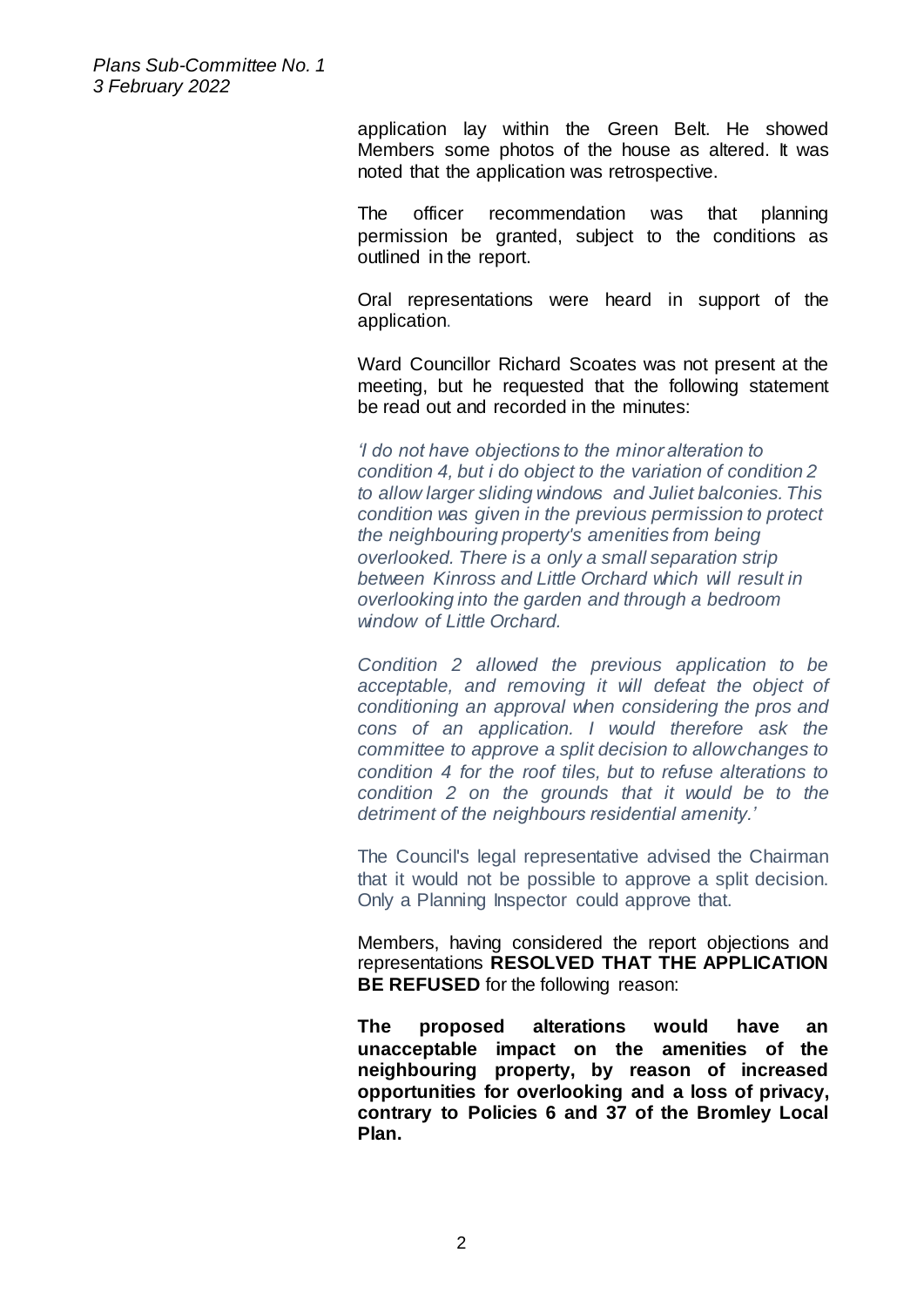application lay within the Green Belt. He showed Members some photos of the house as altered. It was noted that the application was retrospective.

The officer recommendation was that planning permission be granted, subject to the conditions as outlined in the report.

Oral representations were heard in support of the application.

Ward Councillor Richard Scoates was not present at the meeting, but he requested that the following statement be read out and recorded in the minutes:

*'I do not have objections to the minor alteration to condition 4, but i do object to the variation of condition 2 to allow larger sliding windows and Juliet balconies. This condition was given in the previous permission to protect the neighbouring property's amenities from being overlooked. There is a only a small separation strip between Kinross and Little Orchard which will result in overlooking into the garden and through a bedroom window of Little Orchard.*

*Condition 2 allowed the previous application to be acceptable, and removing it will defeat the object of conditioning an approval when considering the pros and cons of an application. I would therefore ask the committee to approve a split decision to allow changes to condition 4 for the roof tiles, but to refuse alterations to condition 2 on the grounds that it would be to the detriment of the neighbours residential amenity.'*

The Council's legal representative advised the Chairman that it would not be possible to approve a split decision. Only a Planning Inspector could approve that.

Members, having considered the report objections and representations **RESOLVED THAT THE APPLICATION BE REFUSED** for the following reason:

**The proposed alterations would have an unacceptable impact on the amenities of the neighbouring property, by reason of increased opportunities for overlooking and a loss of privacy, contrary to Policies 6 and 37 of the Bromley Local Plan.**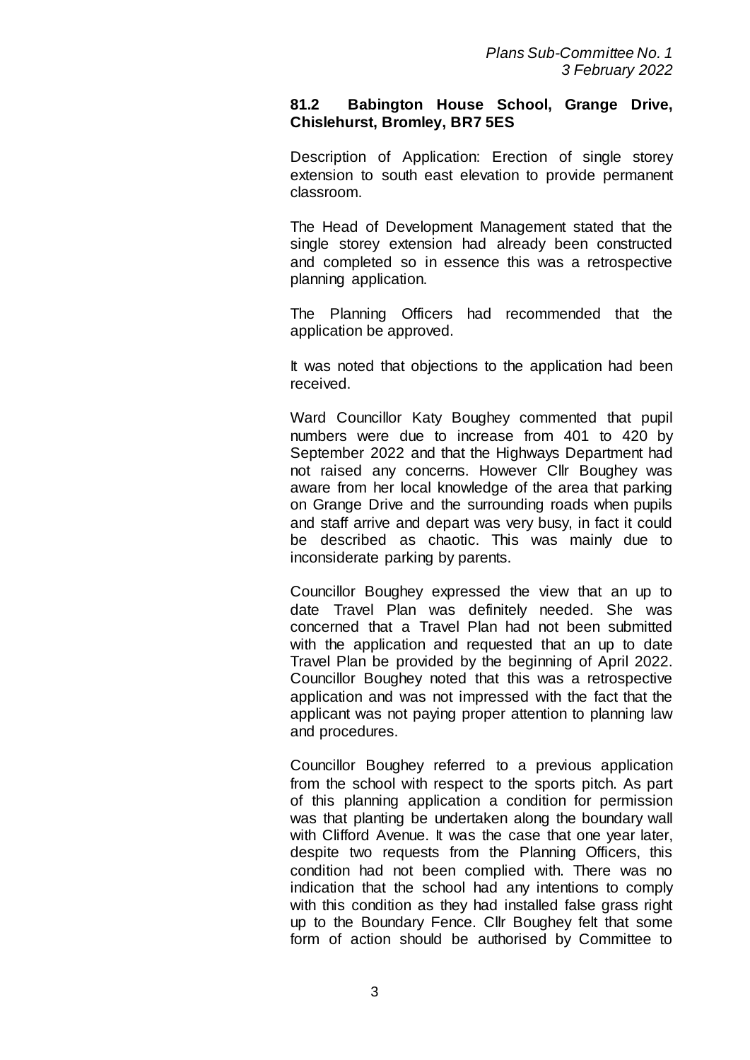### 81.2 Babington House School, Grange Drive, Chislehurst, Bromley, BR7 5ES

Description of Application: Erection of single storey extension to south east elevation to provide permanent classroom.

The Head of Development Management stated that the single storey extension had already been constructed and completed so in essence this was a retrospective planning application.

The Planning Officers had recommended that the application be approved.

It was noted that objections to the application had been received.

Ward Councillor Katy Boughey commented that pupil numbers were due to increase from 401 to 420 by September 2022 and that the Highways Department had not raised any concerns. However Cllr Boughey was aware from her local knowledge of the area that parking on Grange Drive and the surrounding roads when pupils and staff arrive and depart was very busy, in fact it could be described as chaotic. This was mainly due to inconsiderate parking by parents.

Councillor Boughey expressed the view that an up to date Travel Plan was definitely needed. She was concerned that a Travel Plan had not been submitted with the application and requested that an up to date Travel Plan be provided by the beginning of April 2022. Councillor Boughey noted that this was a retrospective application and was not impressed with the fact that the applicant was not paying proper attention to planning law and procedures.

Councillor Boughey referred to a previous application from the school with respect to the sports pitch. As part of this planning application a condition for permission was that planting be undertaken along the boundary wall with Clifford Avenue. It was the case that one year later, despite two requests from the Planning Officers, this condition had not been complied with. There was no indication that the school had any intentions to comply with this condition as they had installed false grass right up to the Boundary Fence. Cllr Boughey felt that some form of action should be authorised by Committee to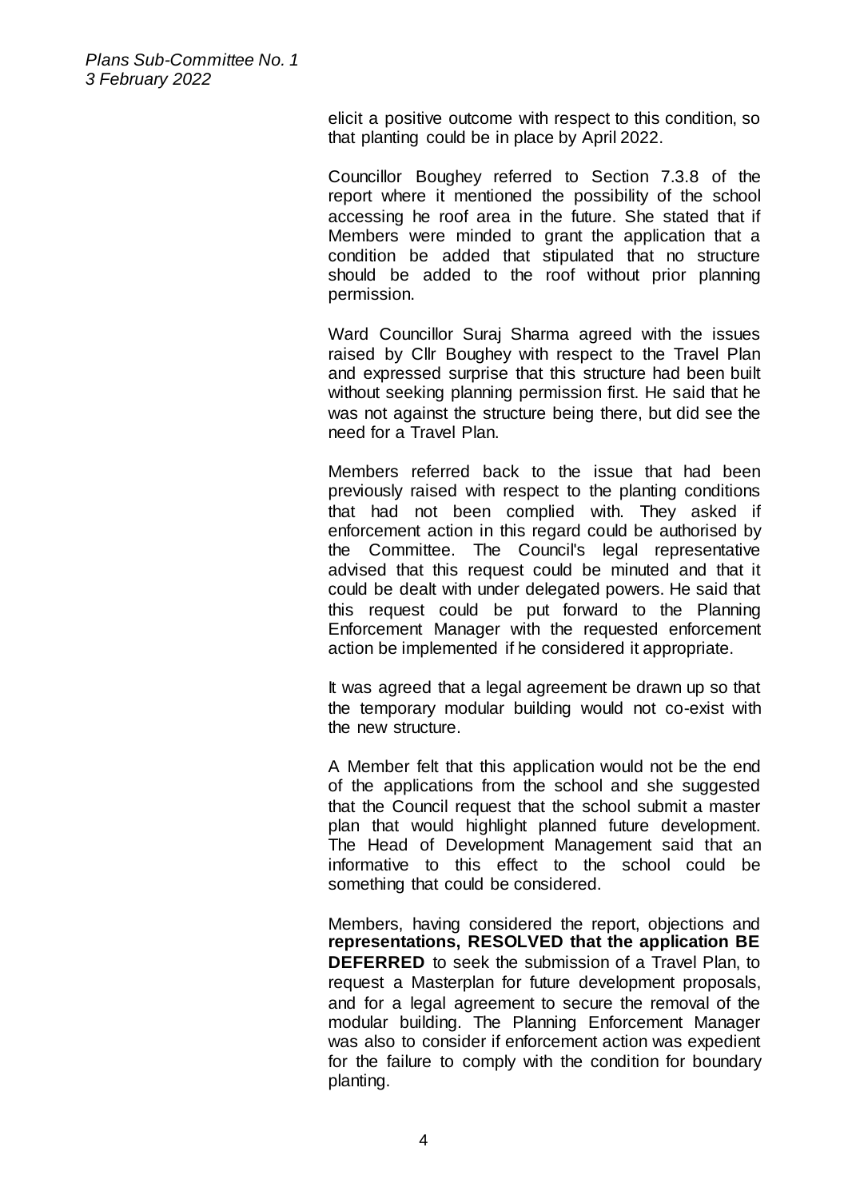elicit a positive outcome with respect to this condition, so that planting could be in place by April 2022.

Councillor Boughey referred to Section 7.3.8 of the report where it mentioned the possibility of the school accessing he roof area in the future. She stated that if Members were minded to grant the application that a condition be added that stipulated that no structure should be added to the roof without prior planning permission.

Ward Councillor Suraj Sharma agreed with the issues raised by Cllr Boughey with respect to the Travel Plan and expressed surprise that this structure had been built without seeking planning permission first. He said that he was not against the structure being there, but did see the need for a Travel Plan.

Members referred back to the issue that had been previously raised with respect to the planting conditions that had not been complied with. They asked if enforcement action in this regard could be authorised by the Committee. The Council's legal representative advised that this request could be minuted and that it could be dealt with under delegated powers. He said that this request could be put forward to the Planning Enforcement Manager with the requested enforcement action be implemented if he considered it appropriate.

It was agreed that a legal agreement be drawn up so that the temporary modular building would not co-exist with the new structure.

A Member felt that this application would not be the end of the applications from the school and she suggested that the Council request that the school submit a master plan that would highlight planned future development. The Head of Development Management said that an informative to this effect to the school could be something that could be considered.

Members, having considered the report, objections and **representations, RESOLVED that the application BE DEFERRED** to seek the submission of a Travel Plan, to request a Masterplan for future development proposals, and for a legal agreement to secure the removal of the modular building. The Planning Enforcement Manager was also to consider if enforcement action was expedient for the failure to comply with the condition for boundary planting.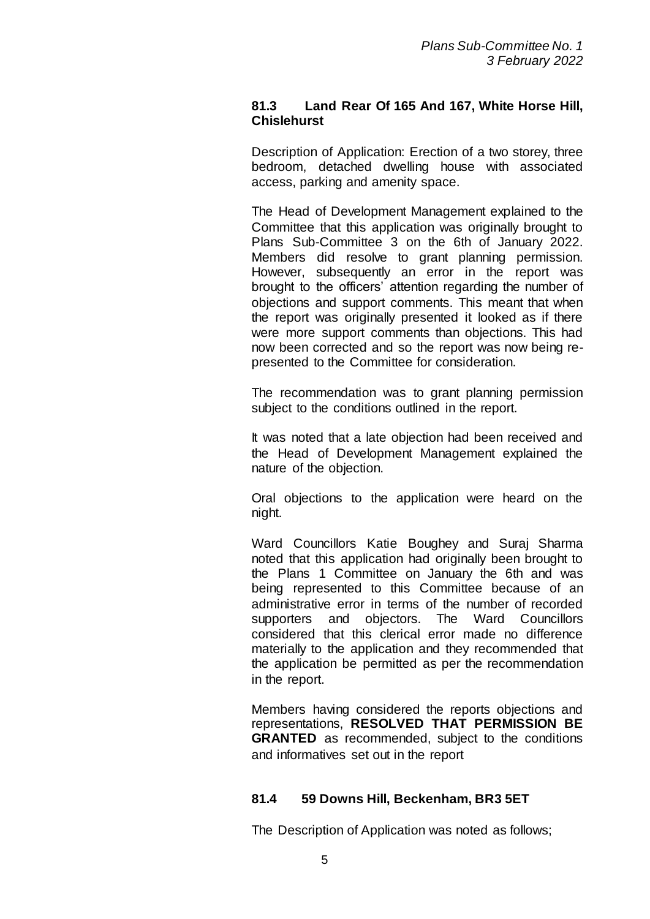### 81.3 Land Rear Of 165 And 167, White Horse Hill, Chislehurst

Description of Application: Erection of a two storey, three bedroom, detached dwelling house with associated access, parking and amenity space.

The Head of Development Management explained to the Committee that this application was originally brought to Plans Sub-Committee 3 on the 6th of January 2022. Members did resolve to grant planning permission. However, subsequently an error in the report was brought to the officers' attention regarding the number of objections and support comments. This meant that when the report was originally presented it looked as if there were more support comments than objections. This had now been corrected and so the report was now being re-presented to the Committee for consideration.

The recommendation was to grant planning permission subject to the conditions outlined in the report.

It was noted that a late objection had been received and the Head of Development Management explained the nature of the objection.

Oral objections to the application were heard on the night.

Ward Councillors Katie Boughey and Suraj Sharma noted that this application had originally been brought to the Plans 1 Committee on January the 6th and was being represented to this Committee because of an administrative error in terms of the number of recorded supporters and objectors. The Ward Councillors considered that this clerical error made no difference materially to the application and they recommended that the application be permitted as per the recommendation in the report.

Members having considered the reports objections and representations, **RESOLVED THAT PERMISSION BE GRANTED** as recommended, subject to the conditions and informatives set out in the report

### 81.4 59 Downs Hill, Beckenham, BR3 5ET

The Description of Application was noted as follows;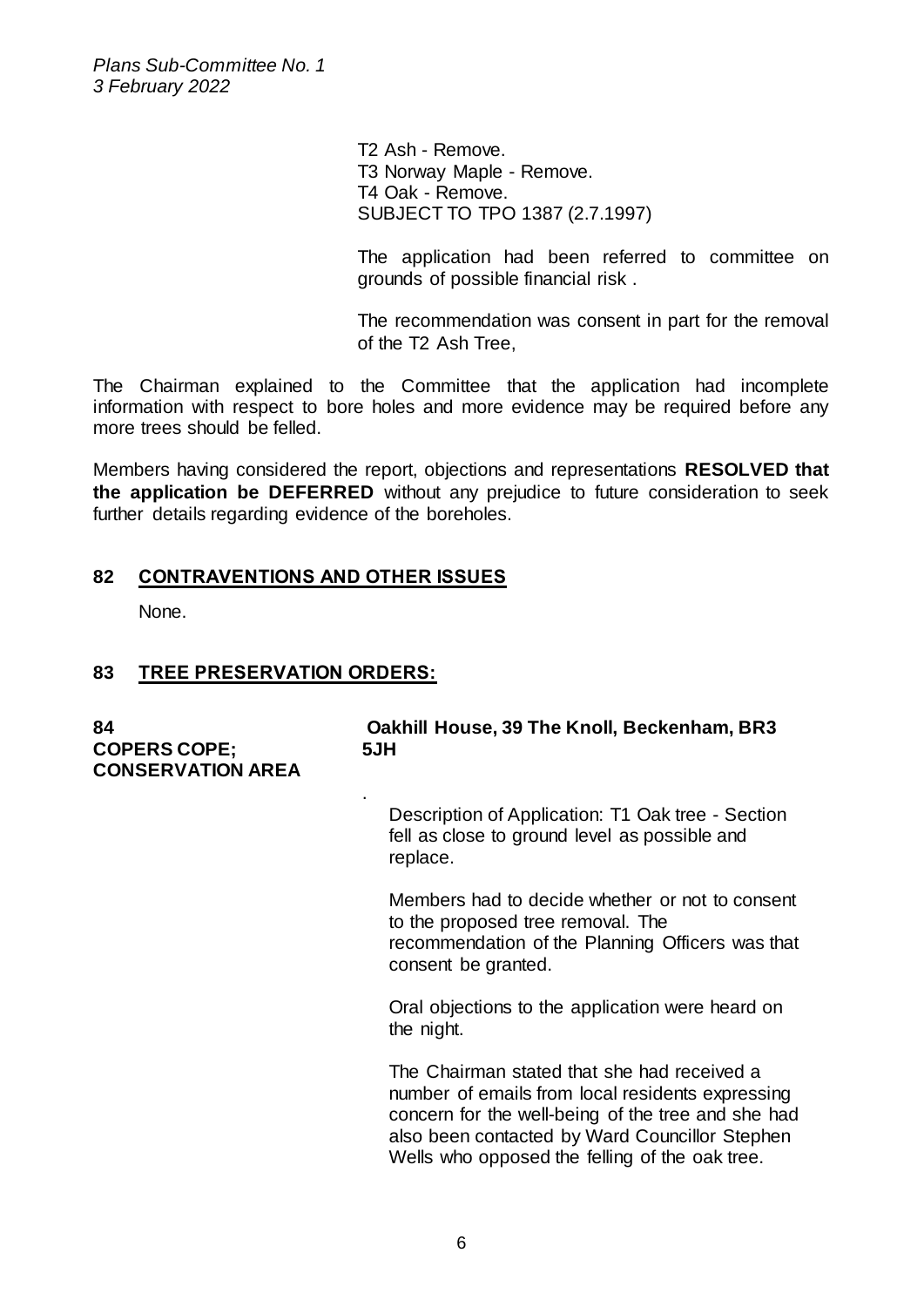T2 Ash - Remove.
T3 Norway Maple - Remove.
T4 Oak - Remove.
SUBJECT TO TPO 1387 (2.7.1997)

The application had been referred to committee on grounds of possible financial risk .

The recommendation was consent in part for the removal of the T2 Ash Tree,

The Chairman explained to the Committee that the application had incomplete information with respect to bore holes and more evidence may be required before any more trees should be felled.

Members having considered the report, objections and representations **RESOLVED that the application be DEFERRED** without any prejudice to future consideration to seek further details regarding evidence of the boreholes.

## 82 CONTRAVENTIONS AND OTHER ISSUES

None.

## 83 TREE PRESERVATION ORDERS:

### 84 COPERS COPE; CONSERVATION AREA

**Oakhill House, 39 The Knoll, Beckenham, BR3 5JH**

Description of Application: T1 Oak tree - Section fell as close to ground level as possible and replace.

Members had to decide whether or not to consent to the proposed tree removal. The recommendation of the Planning Officers was that consent be granted.

Oral objections to the application were heard on the night.

The Chairman stated that she had received a number of emails from local residents expressing concern for the well-being of the tree and she had also been contacted by Ward Councillor Stephen Wells who opposed the felling of the oak tree.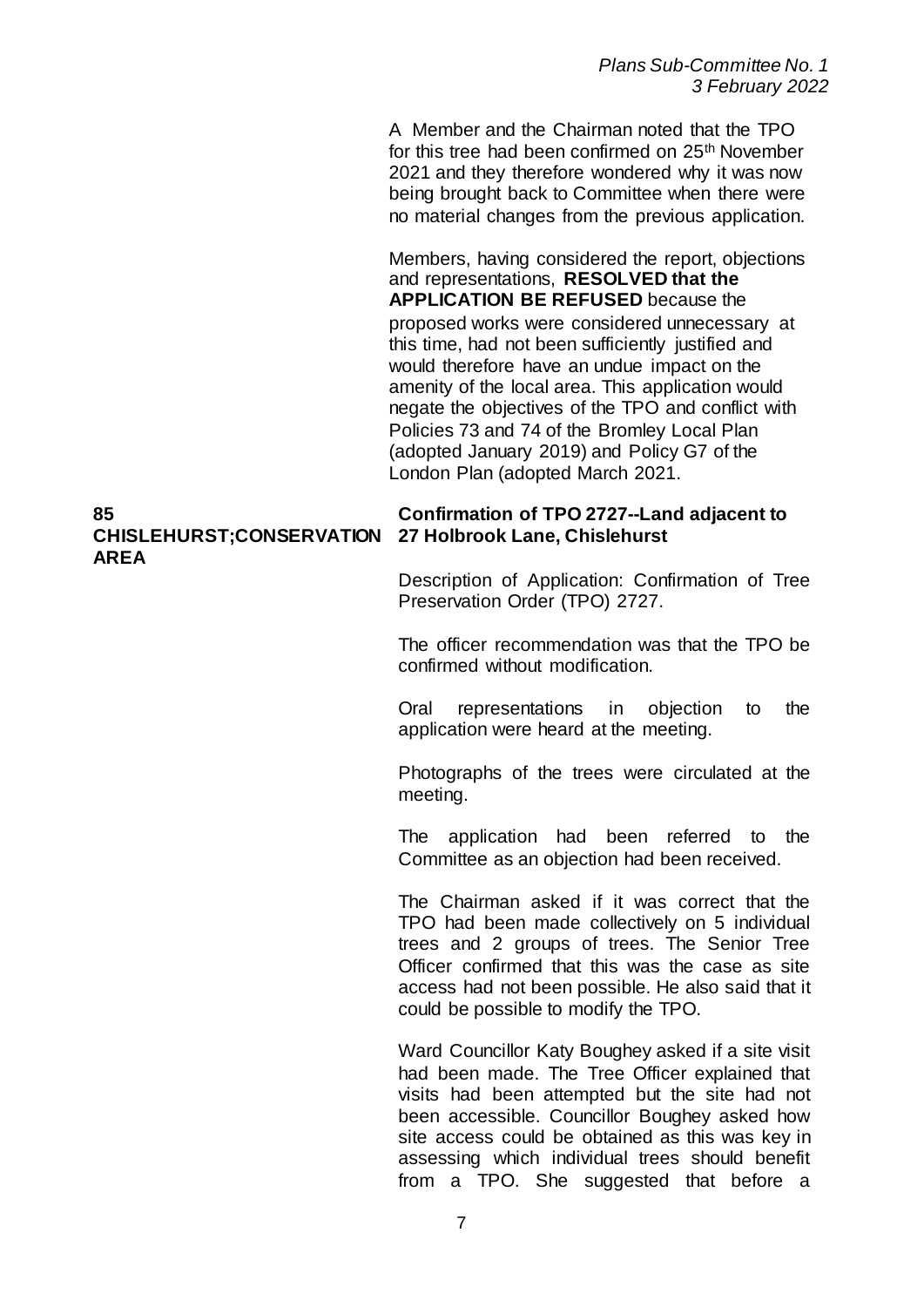A Member and the Chairman noted that the TPO for this tree had been confirmed on 25th November 2021 and they therefore wondered why it was now being brought back to Committee when there were no material changes from the previous application.

Members, having considered the report, objections and representations, **RESOLVED that the APPLICATION BE REFUSED** because the proposed works were considered unnecessary at this time, had not been sufficiently justified and would therefore have an undue impact on the amenity of the local area. This application would negate the objectives of the TPO and conflict with Policies 73 and 74 of the Bromley Local Plan (adopted January 2019) and Policy G7 of the London Plan (adopted March 2021.

**85**
**CHISLEHURST;CONSERVATION AREA**

**Confirmation of TPO 2727--Land adjacent to 27 Holbrook Lane, Chislehurst**

Description of Application: Confirmation of Tree Preservation Order (TPO) 2727.

The officer recommendation was that the TPO be confirmed without modification.

Oral representations in objection to the application were heard at the meeting.

Photographs of the trees were circulated at the meeting.

The application had been referred to the Committee as an objection had been received.

The Chairman asked if it was correct that the TPO had been made collectively on 5 individual trees and 2 groups of trees. The Senior Tree Officer confirmed that this was the case as site access had not been possible. He also said that it could be possible to modify the TPO.

Ward Councillor Katy Boughey asked if a site visit had been made. The Tree Officer explained that visits had been attempted but the site had not been accessible. Councillor Boughey asked how site access could be obtained as this was key in assessing which individual trees should benefit from a TPO. She suggested that before a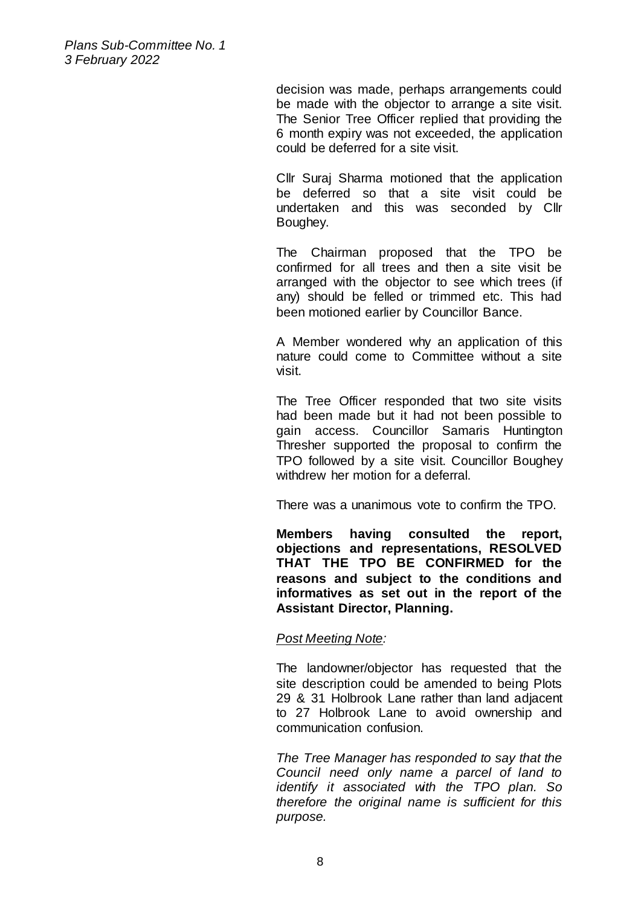decision was made, perhaps arrangements could be made with the objector to arrange a site visit. The Senior Tree Officer replied that providing the 6 month expiry was not exceeded, the application could be deferred for a site visit.

Cllr Suraj Sharma motioned that the application be deferred so that a site visit could be undertaken and this was seconded by Cllr Boughey.

The Chairman proposed that the TPO be confirmed for all trees and then a site visit be arranged with the objector to see which trees (if any) should be felled or trimmed etc. This had been motioned earlier by Councillor Bance.

A Member wondered why an application of this nature could come to Committee without a site visit.

The Tree Officer responded that two site visits had been made but it had not been possible to gain access. Councillor Samaris Huntington Thresher supported the proposal to confirm the TPO followed by a site visit. Councillor Boughey withdrew her motion for a deferral.

There was a unanimous vote to confirm the TPO.

**Members having consulted the report, objections and representations, RESOLVED THAT THE TPO BE CONFIRMED for the reasons and subject to the conditions and informatives as set out in the report of the Assistant Director, Planning.**

*Post Meeting Note:*

The landowner/objector has requested that the site description could be amended to being Plots 29 & 31 Holbrook Lane rather than land adjacent to 27 Holbrook Lane to avoid ownership and communication confusion.

*The Tree Manager has responded to say that the Council need only name a parcel of land to identify it associated with the TPO plan. So therefore the original name is sufficient for this purpose.*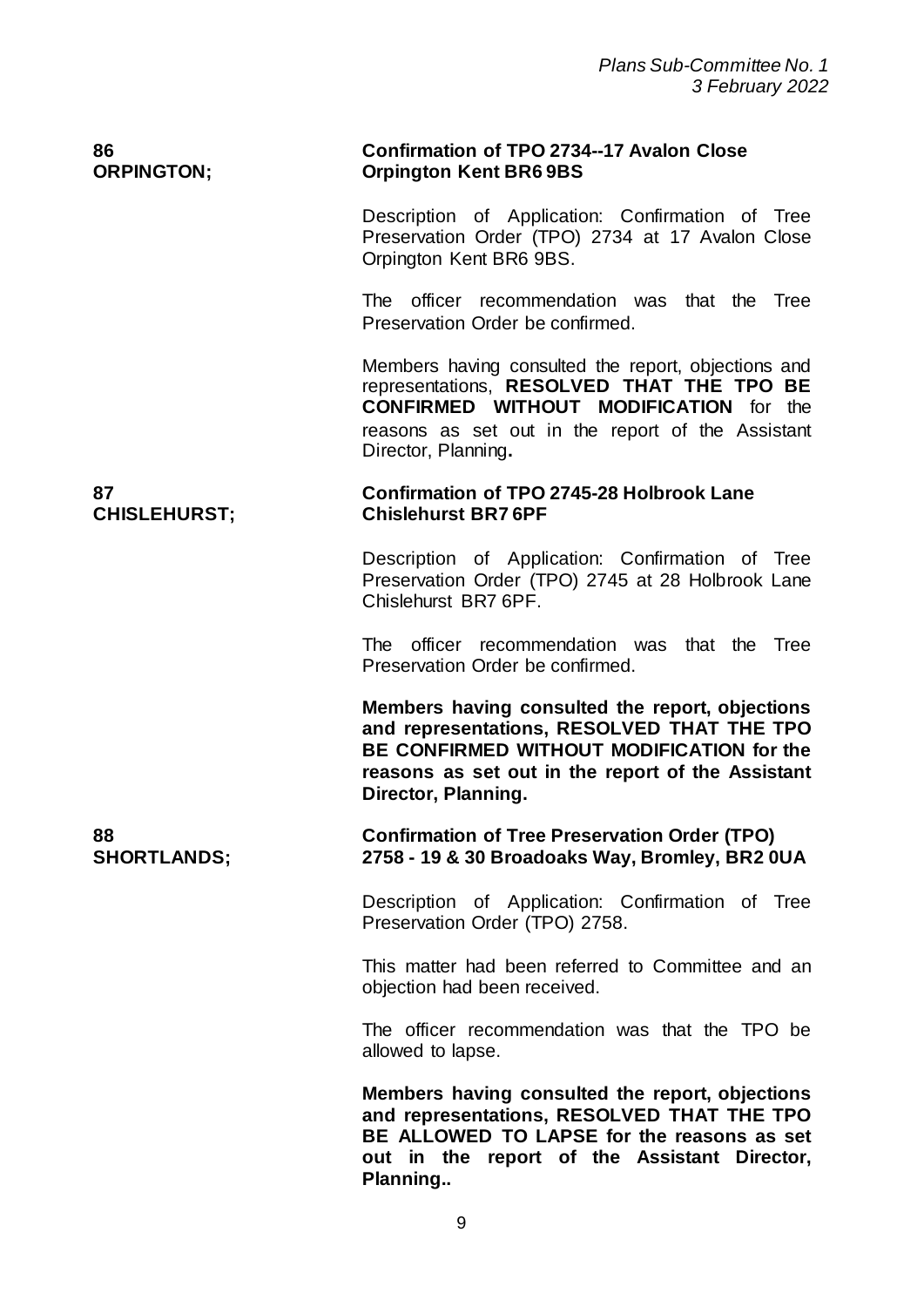**86**
**ORPINGTON;**

**Confirmation of TPO 2734--17 Avalon Close Orpington Kent BR6 9BS**

Description of Application: Confirmation of Tree Preservation Order (TPO) 2734 at 17 Avalon Close Orpington Kent BR6 9BS.

The officer recommendation was that the Tree Preservation Order be confirmed.

Members having consulted the report, objections and representations, **RESOLVED THAT THE TPO BE CONFIRMED WITHOUT MODIFICATION** for the reasons as set out in the report of the Assistant Director, Planning**.**

**87**
**CHISLEHURST;**

**Confirmation of TPO 2745-28 Holbrook Lane Chislehurst BR7 6PF**

Description of Application: Confirmation of Tree Preservation Order (TPO) 2745 at 28 Holbrook Lane Chislehurst BR7 6PF.

The officer recommendation was that the Tree Preservation Order be confirmed.

**Members having consulted the report, objections and representations, RESOLVED THAT THE TPO BE CONFIRMED WITHOUT MODIFICATION for the reasons as set out in the report of the Assistant Director, Planning.**

**88**
**SHORTLANDS;**

**Confirmation of Tree Preservation Order (TPO) 2758 - 19 & 30 Broadoaks Way, Bromley, BR2 0UA**

Description of Application: Confirmation of Tree Preservation Order (TPO) 2758.

This matter had been referred to Committee and an objection had been received.

The officer recommendation was that the TPO be allowed to lapse.

**Members having consulted the report, objections and representations, RESOLVED THAT THE TPO BE ALLOWED TO LAPSE for the reasons as set out in the report of the Assistant Director, Planning..**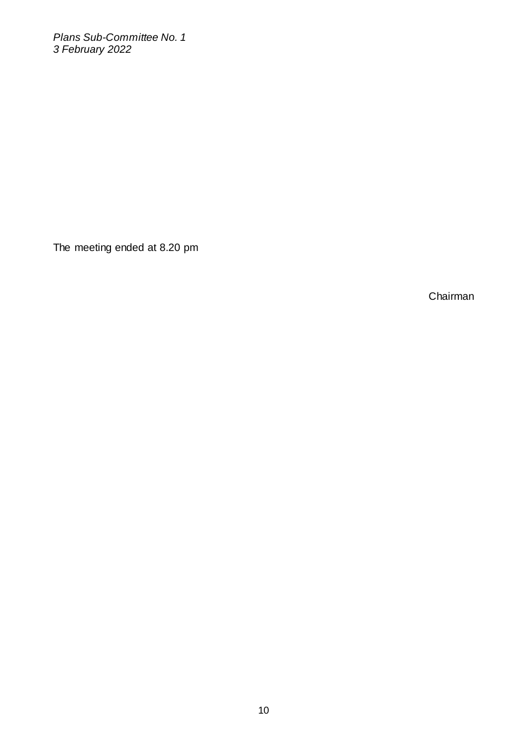The meeting ended at 8.20 pm

Chairman